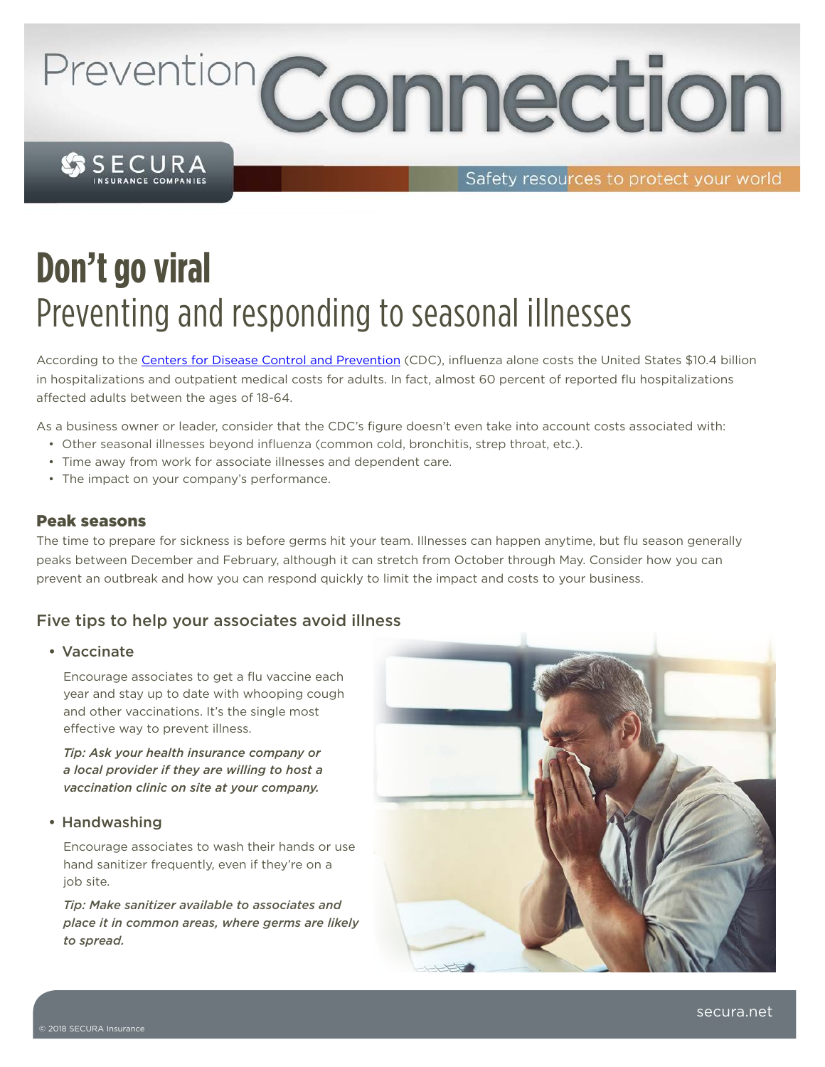# Don't go viral

## Preventing and responding to seasonal illnesses

According to the [Centers for Disease Control and Prevention](https://www.cdc.gov) (CDC), influenza alone costs the United States $10.4 billion in hospitalizations and outpatient medical costs for adults. In fact, almost 60 percent of reported flu hospitalizations affected adults between the ages of 18-64.

As a business owner or leader, consider that the CDC's figure doesn't even take into account costs associated with:

- Other seasonal illnesses beyond influenza (common cold, bronchitis, strep throat, etc.).
- Time away from work for associate illnesses and dependent care.
- The impact on your company's performance.

### Peak seasons

The time to prepare for sickness is before germs hit your team. Illnesses can happen anytime, but flu season generally peaks between December and February, although it can stretch from October through May. Consider how you can prevent an outbreak and how you can respond quickly to limit the impact and costs to your business.

### Five tips to help your associates avoid illness

- **Vaccinate**

  Encourage associates to get a flu vaccine each year and stay up to date with whooping cough and other vaccinations. It's the single most effective way to prevent illness.

  ***Tip: Ask your health insurance company or a local provider if they are willing to host a vaccination clinic on site at your company.***

- **Handwashing**

  Encourage associates to wash their hands or use hand sanitizer frequently, even if they're on a job site.

  ***Tip: Make sanitizer available to associates and place it in common areas, where germs are likely to spread.***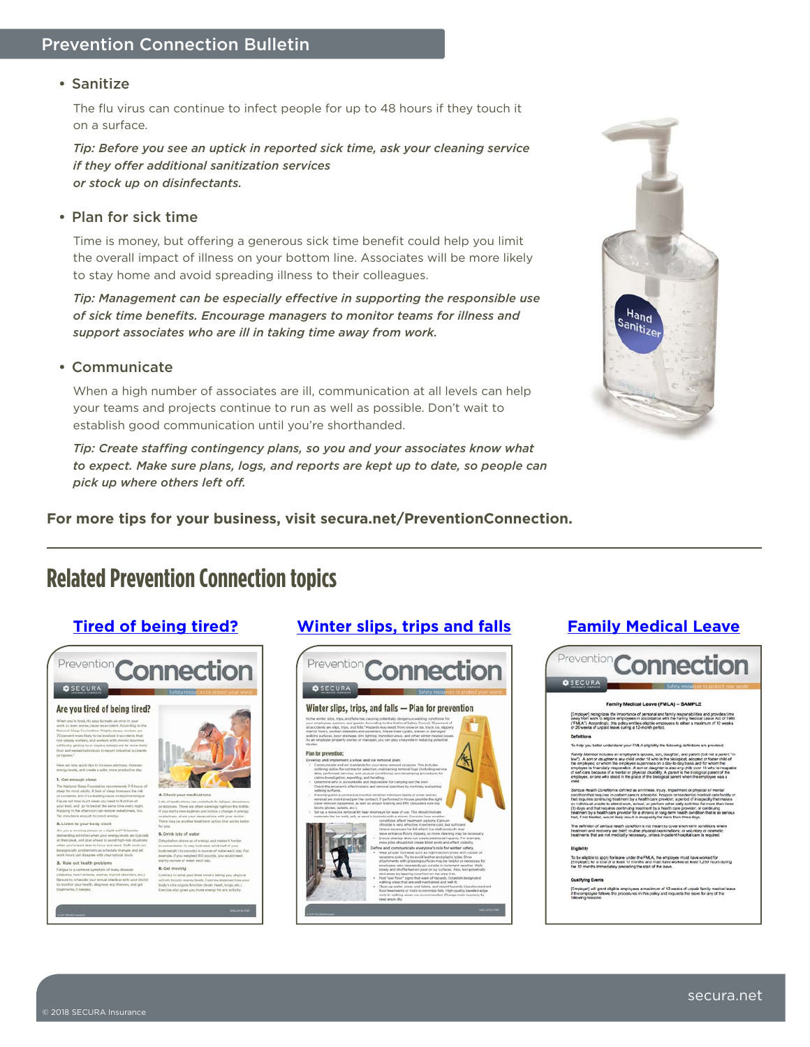- **Sanitize**

  The flu virus can continue to infect people for up to 48 hours if they touch it on a surface.

  *Tip: Before you see an uptick in reported sick time, ask your cleaning service if they offer additional sanitization services or stock up on disinfectants.*

- **Plan for sick time**

  Time is money, but offering a generous sick time benefit could help you limit the overall impact of illness on your bottom line. Associates will be more likely to stay home and avoid spreading illness to their colleagues.

  *Tip: Management can be especially effective in supporting the responsible use of sick time benefits. Encourage managers to monitor teams for illness and support associates who are ill in taking time away from work.*

- **Communicate**

  When a high number of associates are ill, communication at all levels can help your teams and projects continue to run as well as possible. Don't wait to establish good communication until you're shorthanded.

  *Tip: Create staffing contingency plans, so you and your associates know what to expect. Make sure plans, logs, and reports are kept up to date, so people can pick up where others left off.*

**For more tips for your business, visit secura.net/PreventionConnection.**

## Related Prevention Connection topics

[Tired of being tired?](#)

[Winter slips, trips and falls](#)

[Family Medical Leave](#)

© 2018 SECURA Insurance

secura.net